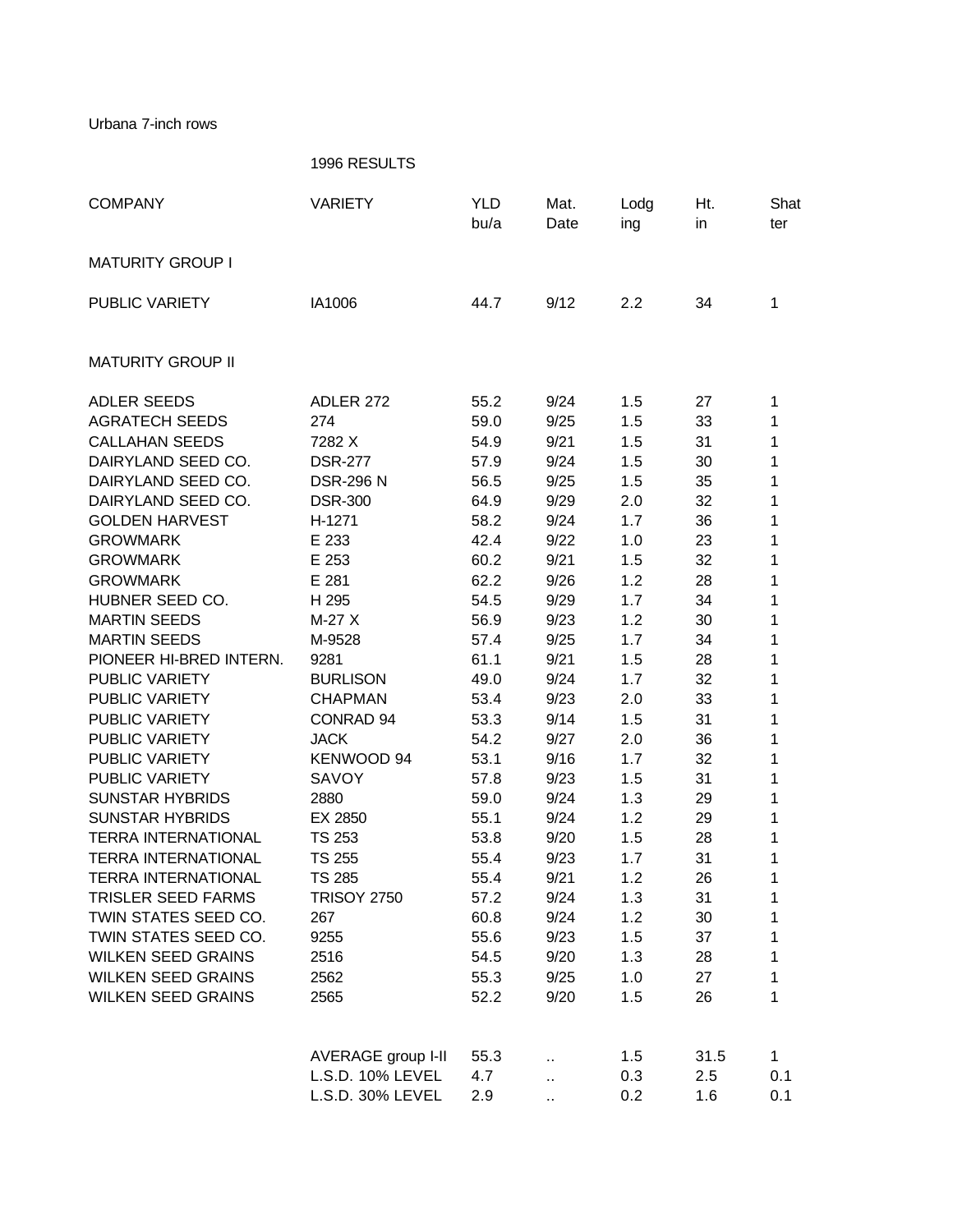Urbana 7-inch rows

1996 RESULTS

| COMPANY | VARIETY | YLD bu/a | Mat. Date | Lodg ing | Ht. in | Shat ter |
|---|---|---|---|---|---|---|
| MATURITY GROUP I | | | | | | |
| PUBLIC VARIETY | IA1006 | 44.7 | 9/12 | 2.2 | 34 | 1 |
| MATURITY GROUP II | | | | | | |
| ADLER SEEDS | ADLER 272 | 55.2 | 9/24 | 1.5 | 27 | 1 |
| AGRATECH SEEDS | 274 | 59.0 | 9/25 | 1.5 | 33 | 1 |
| CALLAHAN SEEDS | 7282 X | 54.9 | 9/21 | 1.5 | 31 | 1 |
| DAIRYLAND SEED CO. | DSR-277 | 57.9 | 9/24 | 1.5 | 30 | 1 |
| DAIRYLAND SEED CO. | DSR-296 N | 56.5 | 9/25 | 1.5 | 35 | 1 |
| DAIRYLAND SEED CO. | DSR-300 | 64.9 | 9/29 | 2.0 | 32 | 1 |
| GOLDEN HARVEST | H-1271 | 58.2 | 9/24 | 1.7 | 36 | 1 |
| GROWMARK | E 233 | 42.4 | 9/22 | 1.0 | 23 | 1 |
| GROWMARK | E 253 | 60.2 | 9/21 | 1.5 | 32 | 1 |
| GROWMARK | E 281 | 62.2 | 9/26 | 1.2 | 28 | 1 |
| HUBNER SEED CO. | H 295 | 54.5 | 9/29 | 1.7 | 34 | 1 |
| MARTIN SEEDS | M-27 X | 56.9 | 9/23 | 1.2 | 30 | 1 |
| MARTIN SEEDS | M-9528 | 57.4 | 9/25 | 1.7 | 34 | 1 |
| PIONEER HI-BRED INTERN. | 9281 | 61.1 | 9/21 | 1.5 | 28 | 1 |
| PUBLIC VARIETY | BURLISON | 49.0 | 9/24 | 1.7 | 32 | 1 |
| PUBLIC VARIETY | CHAPMAN | 53.4 | 9/23 | 2.0 | 33 | 1 |
| PUBLIC VARIETY | CONRAD 94 | 53.3 | 9/14 | 1.5 | 31 | 1 |
| PUBLIC VARIETY | JACK | 54.2 | 9/27 | 2.0 | 36 | 1 |
| PUBLIC VARIETY | KENWOOD 94 | 53.1 | 9/16 | 1.7 | 32 | 1 |
| PUBLIC VARIETY | SAVOY | 57.8 | 9/23 | 1.5 | 31 | 1 |
| SUNSTAR HYBRIDS | 2880 | 59.0 | 9/24 | 1.3 | 29 | 1 |
| SUNSTAR HYBRIDS | EX 2850 | 55.1 | 9/24 | 1.2 | 29 | 1 |
| TERRA INTERNATIONAL | TS 253 | 53.8 | 9/20 | 1.5 | 28 | 1 |
| TERRA INTERNATIONAL | TS 255 | 55.4 | 9/23 | 1.7 | 31 | 1 |
| TERRA INTERNATIONAL | TS 285 | 55.4 | 9/21 | 1.2 | 26 | 1 |
| TRISLER SEED FARMS | TRISOY 2750 | 57.2 | 9/24 | 1.3 | 31 | 1 |
| TWIN STATES SEED CO. | 267 | 60.8 | 9/24 | 1.2 | 30 | 1 |
| TWIN STATES SEED CO. | 9255 | 55.6 | 9/23 | 1.5 | 37 | 1 |
| WILKEN SEED GRAINS | 2516 | 54.5 | 9/20 | 1.3 | 28 | 1 |
| WILKEN SEED GRAINS | 2562 | 55.3 | 9/25 | 1.0 | 27 | 1 |
| WILKEN SEED GRAINS | 2565 | 52.2 | 9/20 | 1.5 | 26 | 1 |
| | AVERAGE group I-II | 55.3 | .. | 1.5 | 31.5 | 1 |
| | L.S.D. 10% LEVEL | 4.7 | .. | 0.3 | 2.5 | 0.1 |
| | L.S.D. 30% LEVEL | 2.9 | .. | 0.2 | 1.6 | 0.1 |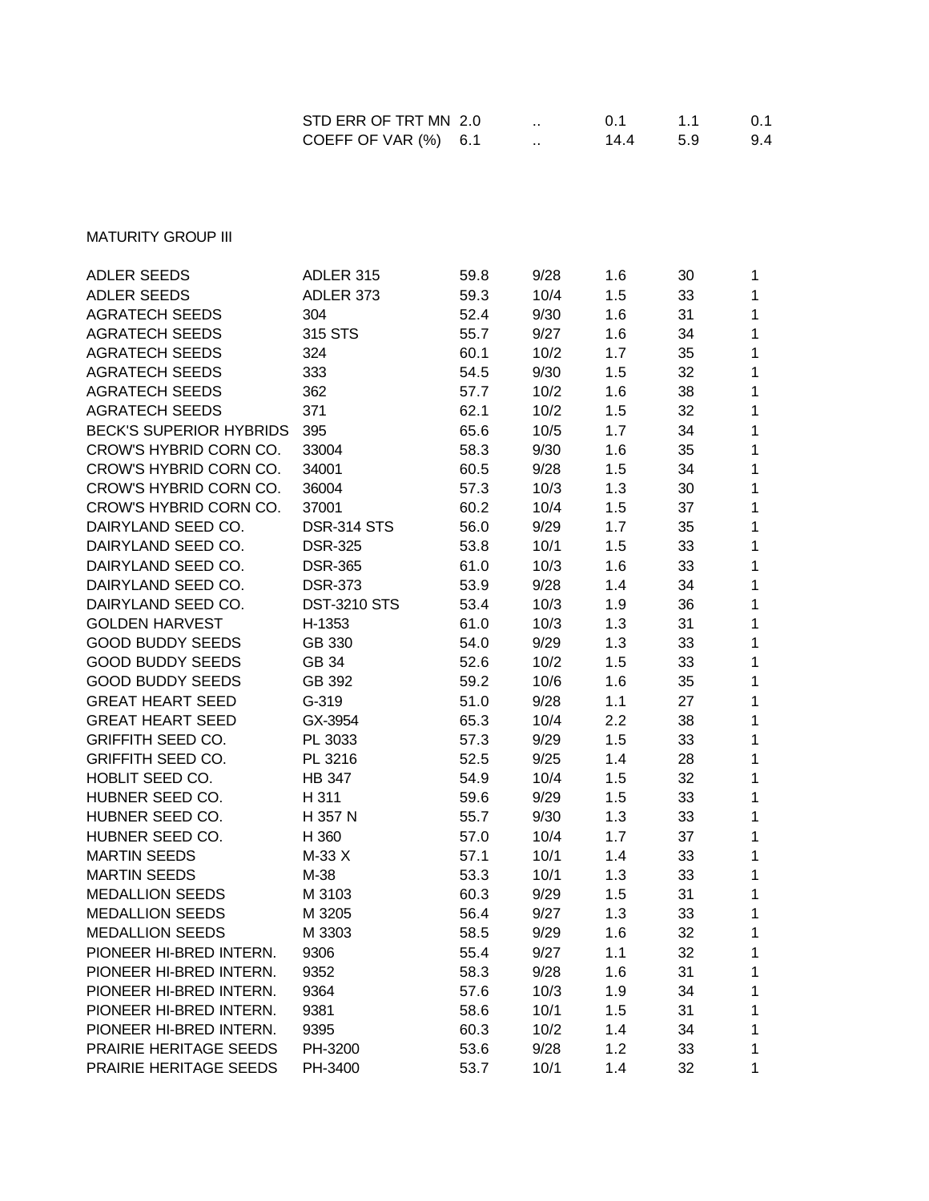| | STD ERR OF TRT MN | 2.0 | .. | 0.1 | 1.1 | 0.1 |
|---|---|---|---|---|---|---|
| | COEFF OF VAR (%) | 6.1 | .. | 14.4 | 5.9 | 9.4 |

MATURITY GROUP III

| | | | | | | |
|---|---|---|---|---|---|---|
| ADLER SEEDS | ADLER 315 | 59.8 | 9/28 | 1.6 | 30 | 1 |
| ADLER SEEDS | ADLER 373 | 59.3 | 10/4 | 1.5 | 33 | 1 |
| AGRATECH SEEDS | 304 | 52.4 | 9/30 | 1.6 | 31 | 1 |
| AGRATECH SEEDS | 315 STS | 55.7 | 9/27 | 1.6 | 34 | 1 |
| AGRATECH SEEDS | 324 | 60.1 | 10/2 | 1.7 | 35 | 1 |
| AGRATECH SEEDS | 333 | 54.5 | 9/30 | 1.5 | 32 | 1 |
| AGRATECH SEEDS | 362 | 57.7 | 10/2 | 1.6 | 38 | 1 |
| AGRATECH SEEDS | 371 | 62.1 | 10/2 | 1.5 | 32 | 1 |
| BECK'S SUPERIOR HYBRIDS | 395 | 65.6 | 10/5 | 1.7 | 34 | 1 |
| CROW'S HYBRID CORN CO. | 33004 | 58.3 | 9/30 | 1.6 | 35 | 1 |
| CROW'S HYBRID CORN CO. | 34001 | 60.5 | 9/28 | 1.5 | 34 | 1 |
| CROW'S HYBRID CORN CO. | 36004 | 57.3 | 10/3 | 1.3 | 30 | 1 |
| CROW'S HYBRID CORN CO. | 37001 | 60.2 | 10/4 | 1.5 | 37 | 1 |
| DAIRYLAND SEED CO. | DSR-314 STS | 56.0 | 9/29 | 1.7 | 35 | 1 |
| DAIRYLAND SEED CO. | DSR-325 | 53.8 | 10/1 | 1.5 | 33 | 1 |
| DAIRYLAND SEED CO. | DSR-365 | 61.0 | 10/3 | 1.6 | 33 | 1 |
| DAIRYLAND SEED CO. | DSR-373 | 53.9 | 9/28 | 1.4 | 34 | 1 |
| DAIRYLAND SEED CO. | DST-3210 STS | 53.4 | 10/3 | 1.9 | 36 | 1 |
| GOLDEN HARVEST | H-1353 | 61.0 | 10/3 | 1.3 | 31 | 1 |
| GOOD BUDDY SEEDS | GB 330 | 54.0 | 9/29 | 1.3 | 33 | 1 |
| GOOD BUDDY SEEDS | GB 34 | 52.6 | 10/2 | 1.5 | 33 | 1 |
| GOOD BUDDY SEEDS | GB 392 | 59.2 | 10/6 | 1.6 | 35 | 1 |
| GREAT HEART SEED | G-319 | 51.0 | 9/28 | 1.1 | 27 | 1 |
| GREAT HEART SEED | GX-3954 | 65.3 | 10/4 | 2.2 | 38 | 1 |
| GRIFFITH SEED CO. | PL 3033 | 57.3 | 9/29 | 1.5 | 33 | 1 |
| GRIFFITH SEED CO. | PL 3216 | 52.5 | 9/25 | 1.4 | 28 | 1 |
| HOBLIT SEED CO. | HB 347 | 54.9 | 10/4 | 1.5 | 32 | 1 |
| HUBNER SEED CO. | H 311 | 59.6 | 9/29 | 1.5 | 33 | 1 |
| HUBNER SEED CO. | H 357 N | 55.7 | 9/30 | 1.3 | 33 | 1 |
| HUBNER SEED CO. | H 360 | 57.0 | 10/4 | 1.7 | 37 | 1 |
| MARTIN SEEDS | M-33 X | 57.1 | 10/1 | 1.4 | 33 | 1 |
| MARTIN SEEDS | M-38 | 53.3 | 10/1 | 1.3 | 33 | 1 |
| MEDALLION SEEDS | M 3103 | 60.3 | 9/29 | 1.5 | 31 | 1 |
| MEDALLION SEEDS | M 3205 | 56.4 | 9/27 | 1.3 | 33 | 1 |
| MEDALLION SEEDS | M 3303 | 58.5 | 9/29 | 1.6 | 32 | 1 |
| PIONEER HI-BRED INTERN. | 9306 | 55.4 | 9/27 | 1.1 | 32 | 1 |
| PIONEER HI-BRED INTERN. | 9352 | 58.3 | 9/28 | 1.6 | 31 | 1 |
| PIONEER HI-BRED INTERN. | 9364 | 57.6 | 10/3 | 1.9 | 34 | 1 |
| PIONEER HI-BRED INTERN. | 9381 | 58.6 | 10/1 | 1.5 | 31 | 1 |
| PIONEER HI-BRED INTERN. | 9395 | 60.3 | 10/2 | 1.4 | 34 | 1 |
| PRAIRIE HERITAGE SEEDS | PH-3200 | 53.6 | 9/28 | 1.2 | 33 | 1 |
| PRAIRIE HERITAGE SEEDS | PH-3400 | 53.7 | 10/1 | 1.4 | 32 | 1 |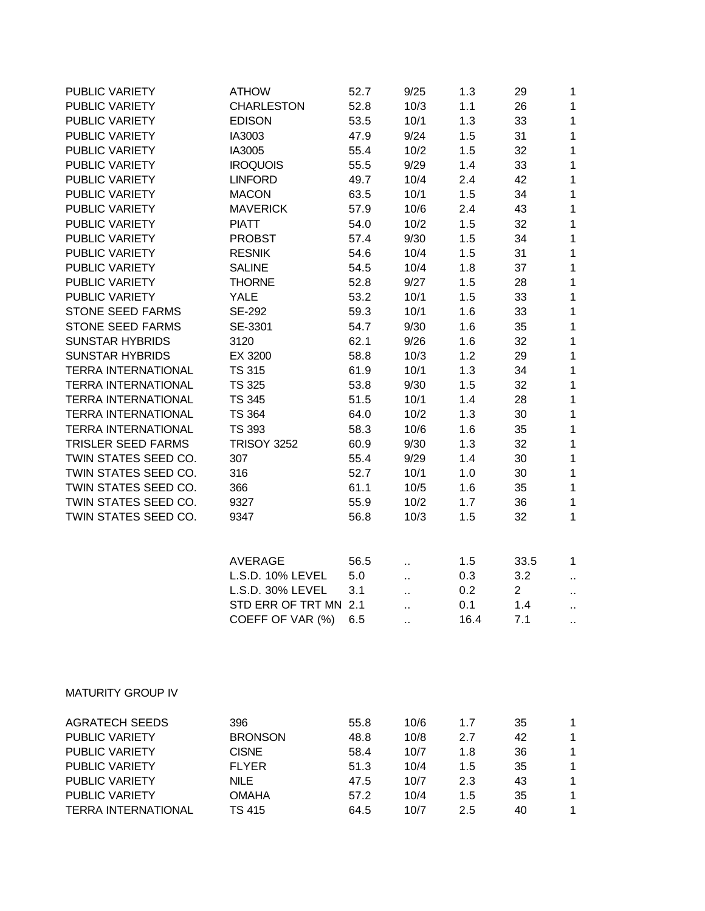| | | | | | | |
|---|---|---|---|---|---|---|
| PUBLIC VARIETY | ATHOW | 52.7 | 9/25 | 1.3 | 29 | 1 |
| PUBLIC VARIETY | CHARLESTON | 52.8 | 10/3 | 1.1 | 26 | 1 |
| PUBLIC VARIETY | EDISON | 53.5 | 10/1 | 1.3 | 33 | 1 |
| PUBLIC VARIETY | IA3003 | 47.9 | 9/24 | 1.5 | 31 | 1 |
| PUBLIC VARIETY | IA3005 | 55.4 | 10/2 | 1.5 | 32 | 1 |
| PUBLIC VARIETY | IROQUOIS | 55.5 | 9/29 | 1.4 | 33 | 1 |
| PUBLIC VARIETY | LINFORD | 49.7 | 10/4 | 2.4 | 42 | 1 |
| PUBLIC VARIETY | MACON | 63.5 | 10/1 | 1.5 | 34 | 1 |
| PUBLIC VARIETY | MAVERICK | 57.9 | 10/6 | 2.4 | 43 | 1 |
| PUBLIC VARIETY | PIATT | 54.0 | 10/2 | 1.5 | 32 | 1 |
| PUBLIC VARIETY | PROBST | 57.4 | 9/30 | 1.5 | 34 | 1 |
| PUBLIC VARIETY | RESNIK | 54.6 | 10/4 | 1.5 | 31 | 1 |
| PUBLIC VARIETY | SALINE | 54.5 | 10/4 | 1.8 | 37 | 1 |
| PUBLIC VARIETY | THORNE | 52.8 | 9/27 | 1.5 | 28 | 1 |
| PUBLIC VARIETY | YALE | 53.2 | 10/1 | 1.5 | 33 | 1 |
| STONE SEED FARMS | SE-292 | 59.3 | 10/1 | 1.6 | 33 | 1 |
| STONE SEED FARMS | SE-3301 | 54.7 | 9/30 | 1.6 | 35 | 1 |
| SUNSTAR HYBRIDS | 3120 | 62.1 | 9/26 | 1.6 | 32 | 1 |
| SUNSTAR HYBRIDS | EX 3200 | 58.8 | 10/3 | 1.2 | 29 | 1 |
| TERRA INTERNATIONAL | TS 315 | 61.9 | 10/1 | 1.3 | 34 | 1 |
| TERRA INTERNATIONAL | TS 325 | 53.8 | 9/30 | 1.5 | 32 | 1 |
| TERRA INTERNATIONAL | TS 345 | 51.5 | 10/1 | 1.4 | 28 | 1 |
| TERRA INTERNATIONAL | TS 364 | 64.0 | 10/2 | 1.3 | 30 | 1 |
| TERRA INTERNATIONAL | TS 393 | 58.3 | 10/6 | 1.6 | 35 | 1 |
| TRISLER SEED FARMS | TRISOY 3252 | 60.9 | 9/30 | 1.3 | 32 | 1 |
| TWIN STATES SEED CO. | 307 | 55.4 | 9/29 | 1.4 | 30 | 1 |
| TWIN STATES SEED CO. | 316 | 52.7 | 10/1 | 1.0 | 30 | 1 |
| TWIN STATES SEED CO. | 366 | 61.1 | 10/5 | 1.6 | 35 | 1 |
| TWIN STATES SEED CO. | 9327 | 55.9 | 10/2 | 1.7 | 36 | 1 |
| TWIN STATES SEED CO. | 9347 | 56.8 | 10/3 | 1.5 | 32 | 1 |
| | | | | | | |
| | AVERAGE | 56.5 | .. | 1.5 | 33.5 | 1 |
| | L.S.D. 10% LEVEL | 5.0 | .. | 0.3 | 3.2 | .. |
| | L.S.D. 30% LEVEL | 3.1 | .. | 0.2 | 2 | .. |
| | STD ERR OF TRT MN | 2.1 | .. | 0.1 | 1.4 | .. |
| | COEFF OF VAR (%) | 6.5 | .. | 16.4 | 7.1 | .. |

MATURITY GROUP IV

| | | | | | | |
|---|---|---|---|---|---|---|
| AGRATECH SEEDS | 396 | 55.8 | 10/6 | 1.7 | 35 | 1 |
| PUBLIC VARIETY | BRONSON | 48.8 | 10/8 | 2.7 | 42 | 1 |
| PUBLIC VARIETY | CISNE | 58.4 | 10/7 | 1.8 | 36 | 1 |
| PUBLIC VARIETY | FLYER | 51.3 | 10/4 | 1.5 | 35 | 1 |
| PUBLIC VARIETY | NILE | 47.5 | 10/7 | 2.3 | 43 | 1 |
| PUBLIC VARIETY | OMAHA | 57.2 | 10/4 | 1.5 | 35 | 1 |
| TERRA INTERNATIONAL | TS 415 | 64.5 | 10/7 | 2.5 | 40 | 1 |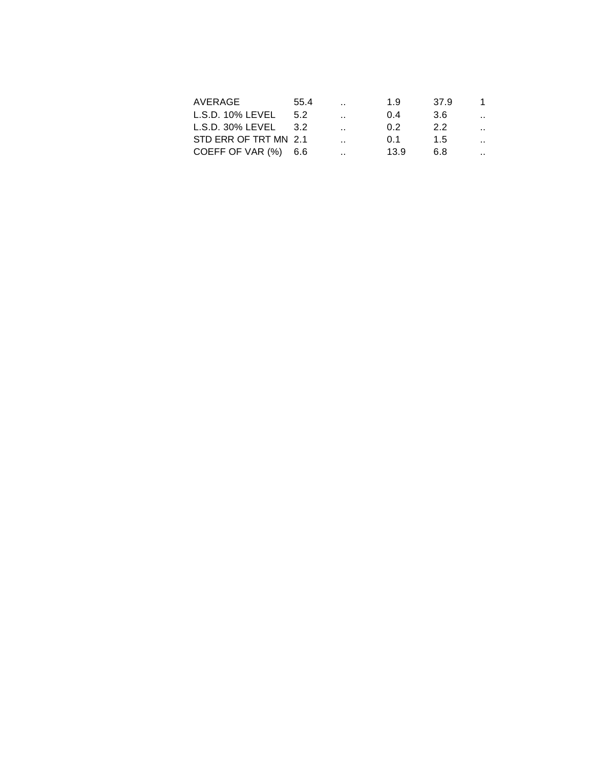| | | | | | |
|---|---|---|---|---|---|
| AVERAGE | 55.4 | .. | 1.9 | 37.9 | 1 |
| L.S.D. 10% LEVEL | 5.2 | .. | 0.4 | 3.6 | .. |
| L.S.D. 30% LEVEL | 3.2 | .. | 0.2 | 2.2 | .. |
| STD ERR OF TRT MN | 2.1 | .. | 0.1 | 1.5 | .. |
| COEFF OF VAR (%) | 6.6 | .. | 13.9 | 6.8 | .. |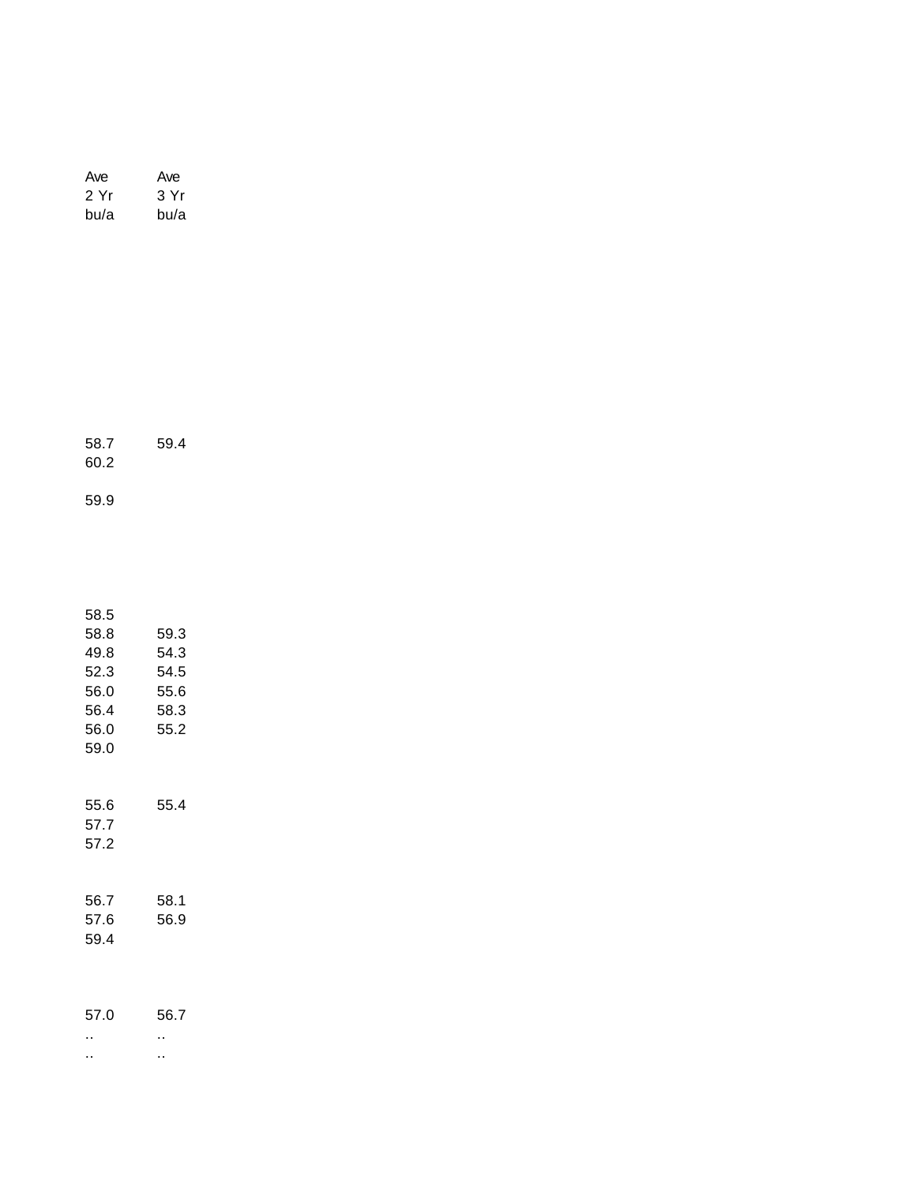| Ave 2 Yr bu/a | Ave 3 Yr bu/a |
|---|---|
| 58.7 | 59.4 |
| 60.2 | |
| | |
| 59.9 | |
| | |
| 58.5 | |
| 58.8 | 59.3 |
| 49.8 | 54.3 |
| 52.3 | 54.5 |
| 56.0 | 55.6 |
| 56.4 | 58.3 |
| 56.0 | 55.2 |
| 59.0 | |
| | |
| 55.6 | 55.4 |
| 57.7 | |
| 57.2 | |
| | |
| 56.7 | 58.1 |
| 57.6 | 56.9 |
| 59.4 | |
| | |
| 57.0 | 56.7 |
| .. | .. |
| .. | .. |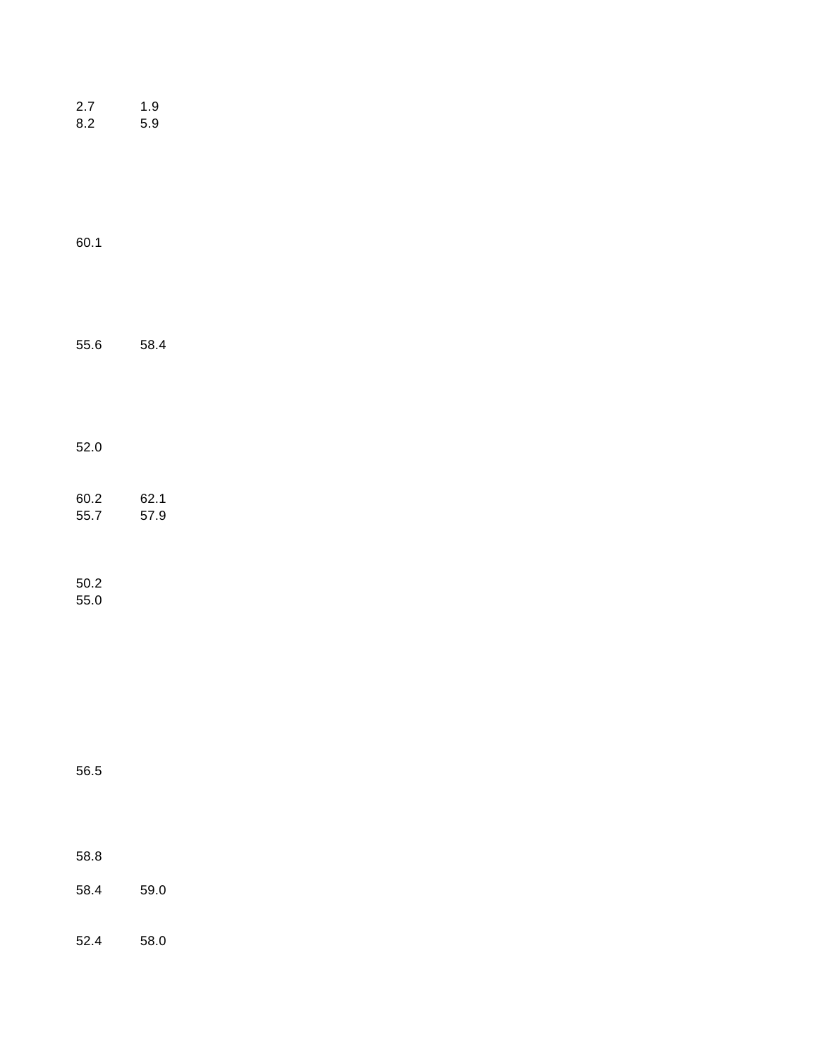| | |
|---|---|
| 2.7 | 1.9 |
| 8.2 | 5.9 |
| 60.1 | |
| 55.6 | 58.4 |
| 52.0 | |
| 60.2 | 62.1 |
| 55.7 | 57.9 |
| 50.2 | |
| 55.0 | |
| 56.5 | |
| 58.8 | |
| 58.4 | 59.0 |
| 52.4 | 58.0 |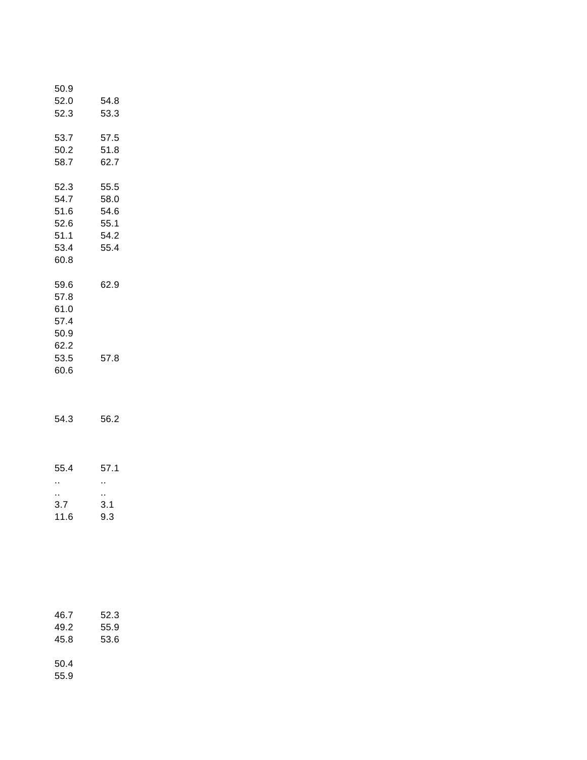| | |
|---|---|
| 50.9 | |
| 52.0 | 54.8 |
| 52.3 | 53.3 |
| | |
| 53.7 | 57.5 |
| 50.2 | 51.8 |
| 58.7 | 62.7 |
| | |
| 52.3 | 55.5 |
| 54.7 | 58.0 |
| 51.6 | 54.6 |
| 52.6 | 55.1 |
| 51.1 | 54.2 |
| 53.4 | 55.4 |
| 60.8 | |
| | |
| 59.6 | 62.9 |
| 57.8 | |
| 61.0 | |
| 57.4 | |
| 50.9 | |
| 62.2 | |
| 53.5 | 57.8 |
| 60.6 | |
| | |
| 54.3 | 56.2 |
| | |
| 55.4 | 57.1 |
| .. | .. |
| .. | .. |
| 3.7 | 3.1 |
| 11.6 | 9.3 |
| | |
| 46.7 | 52.3 |
| 49.2 | 55.9 |
| 45.8 | 53.6 |
| | |
| 50.4 | |
| 55.9 | |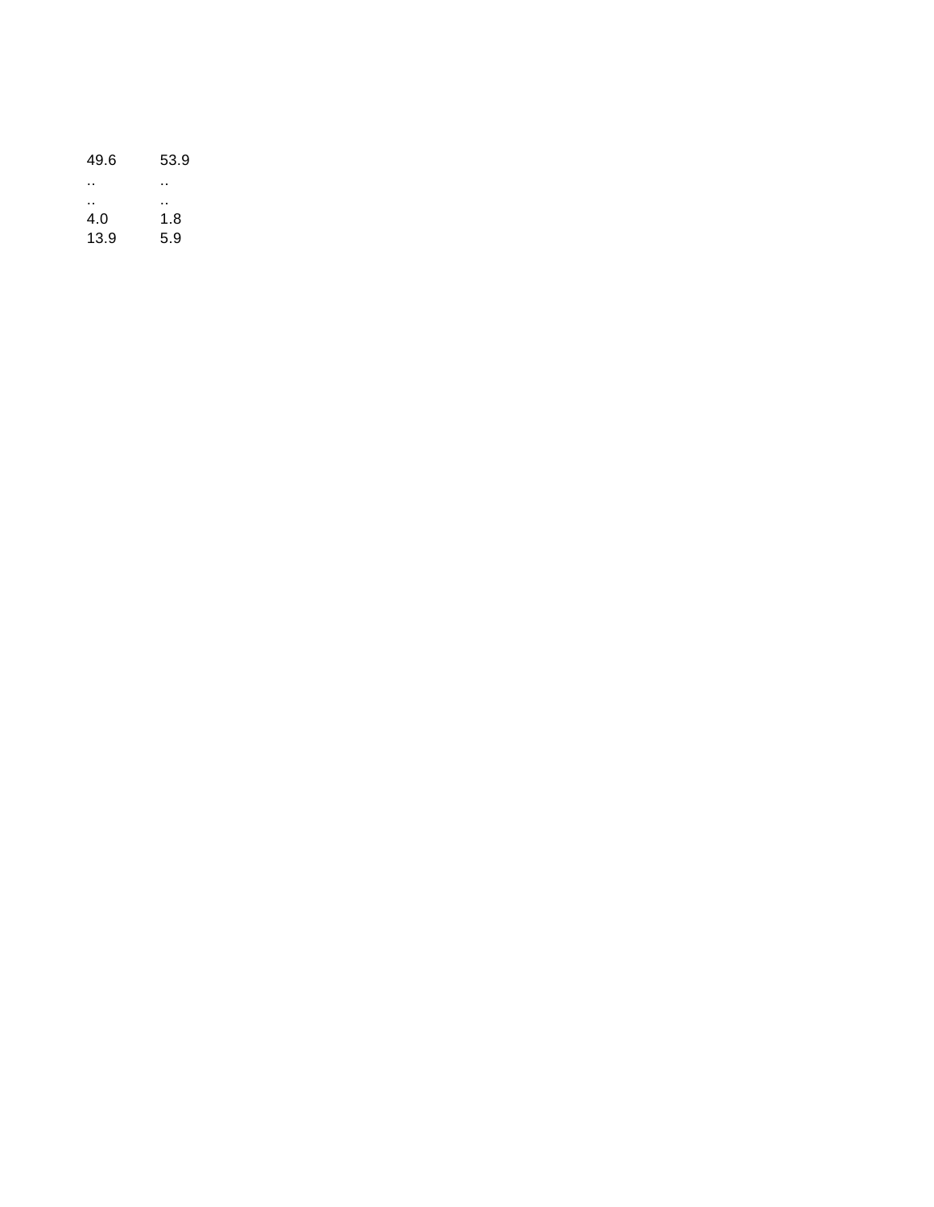| | |
|---|---|
| 49.6 | 53.9 |
| .. | .. |
| .. | .. |
| 4.0 | 1.8 |
| 13.9 | 5.9 |